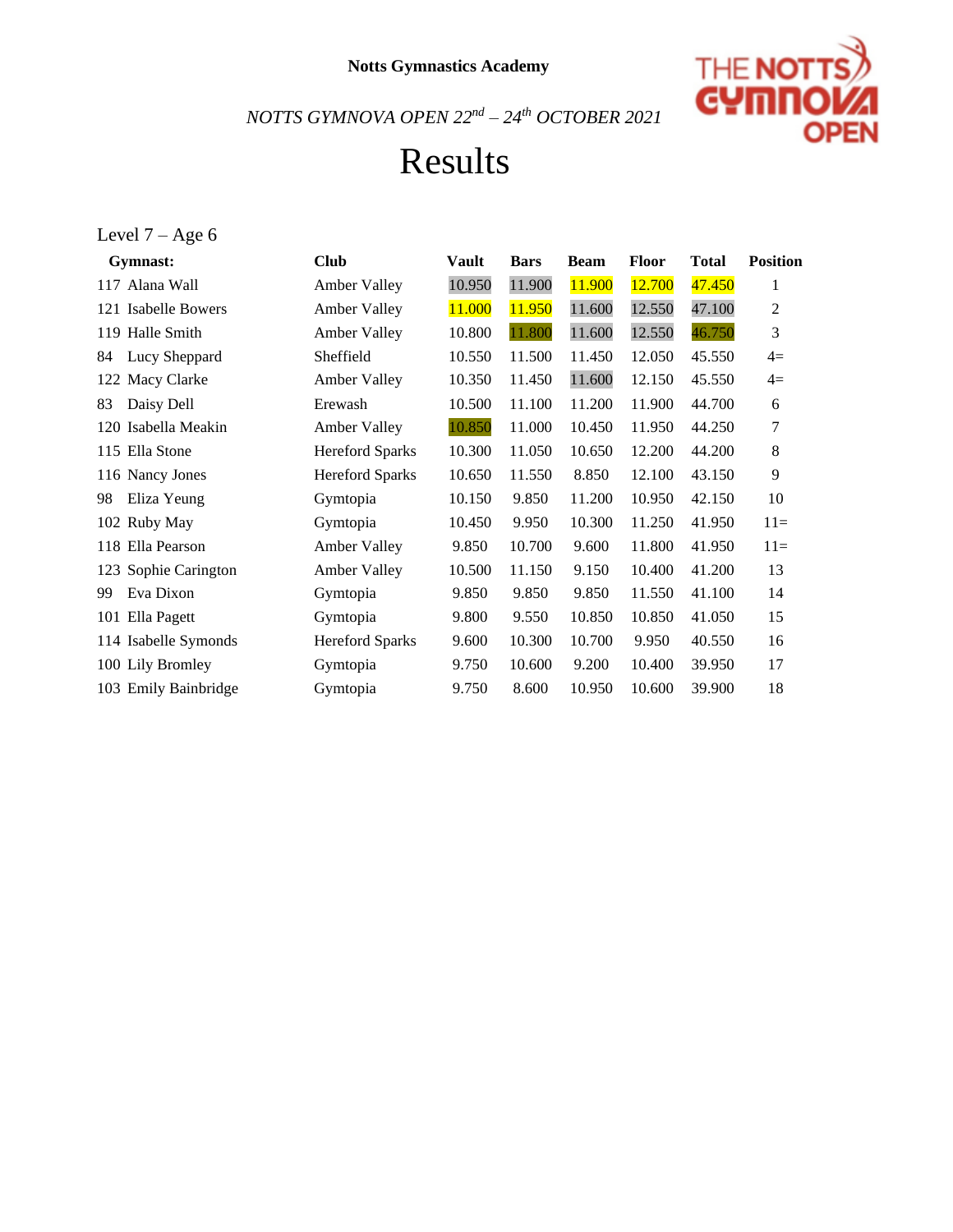**Notts Gymnastics Academy**

*NOTTS GYMNOVA OPEN 22nd – 24th OCTOBER 2021*

# Results

Level 7 – Age 6

| Gymnast: | Club | Vault | Bars | Beam | Floor | Total | Position |
|---|---|---|---|---|---|---|---|
| 117 Alana Wall | Amber Valley | 10.950 | 11.900 | 11.900 | 12.700 | 47.450 | 1 |
| 121 Isabelle Bowers | Amber Valley | 11.000 | 11.950 | 11.600 | 12.550 | 47.100 | 2 |
| 119 Halle Smith | Amber Valley | 10.800 | 11.800 | 11.600 | 12.550 | 46.750 | 3 |
| 84 Lucy Sheppard | Sheffield | 10.550 | 11.500 | 11.450 | 12.050 | 45.550 | 4= |
| 122 Macy Clarke | Amber Valley | 10.350 | 11.450 | 11.600 | 12.150 | 45.550 | 4= |
| 83 Daisy Dell | Erewash | 10.500 | 11.100 | 11.200 | 11.900 | 44.700 | 6 |
| 120 Isabella Meakin | Amber Valley | 10.850 | 11.000 | 10.450 | 11.950 | 44.250 | 7 |
| 115 Ella Stone | Hereford Sparks | 10.300 | 11.050 | 10.650 | 12.200 | 44.200 | 8 |
| 116 Nancy Jones | Hereford Sparks | 10.650 | 11.550 | 8.850 | 12.100 | 43.150 | 9 |
| 98 Eliza Yeung | Gymtopia | 10.150 | 9.850 | 11.200 | 10.950 | 42.150 | 10 |
| 102 Ruby May | Gymtopia | 10.450 | 9.950 | 10.300 | 11.250 | 41.950 | 11= |
| 118 Ella Pearson | Amber Valley | 9.850 | 10.700 | 9.600 | 11.800 | 41.950 | 11= |
| 123 Sophie Carington | Amber Valley | 10.500 | 11.150 | 9.150 | 10.400 | 41.200 | 13 |
| 99 Eva Dixon | Gymtopia | 9.850 | 9.850 | 9.850 | 11.550 | 41.100 | 14 |
| 101 Ella Pagett | Gymtopia | 9.800 | 9.550 | 10.850 | 10.850 | 41.050 | 15 |
| 114 Isabelle Symonds | Hereford Sparks | 9.600 | 10.300 | 10.700 | 9.950 | 40.550 | 16 |
| 100 Lily Bromley | Gymtopia | 9.750 | 10.600 | 9.200 | 10.400 | 39.950 | 17 |
| 103 Emily Bainbridge | Gymtopia | 9.750 | 8.600 | 10.950 | 10.600 | 39.900 | 18 |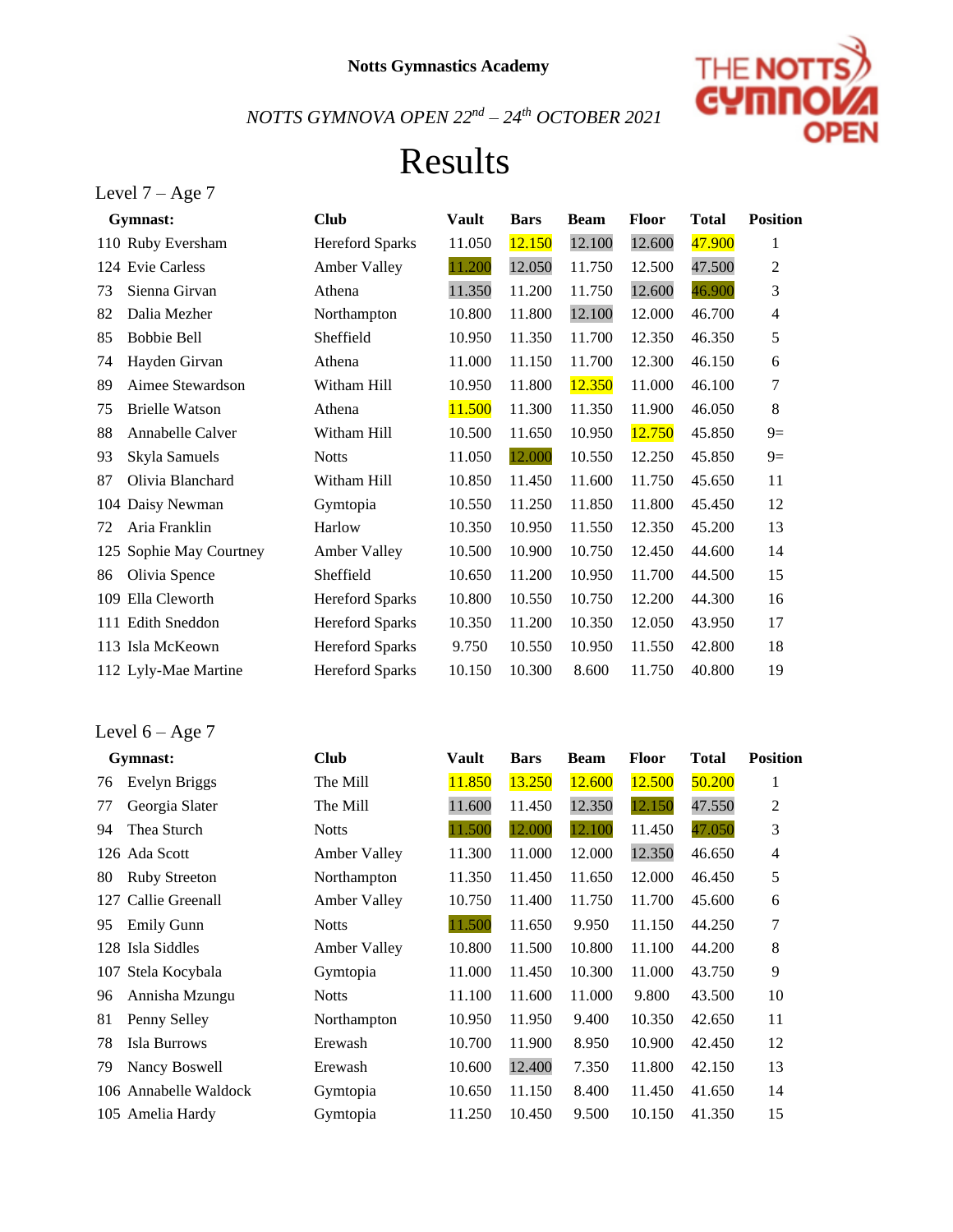**Notts Gymnastics Academy**

*NOTTS GYMNOVA OPEN 22nd – 24th OCTOBER 2021*

# Results

## Level 7 – Age 7

| Gymnast: | | Club | Vault | Bars | Beam | Floor | Total | Position |
|---|---|---|---|---|---|---|---|---|
| 110 | Ruby Eversham | Hereford Sparks | 11.050 | 12.150 | 12.100 | 12.600 | 47.900 | 1 |
| 124 | Evie Carless | Amber Valley | 11.200 | 12.050 | 11.750 | 12.500 | 47.500 | 2 |
| 73 | Sienna Girvan | Athena | 11.350 | 11.200 | 11.750 | 12.600 | 46.900 | 3 |
| 82 | Dalia Mezher | Northampton | 10.800 | 11.800 | 12.100 | 12.000 | 46.700 | 4 |
| 85 | Bobbie Bell | Sheffield | 10.950 | 11.350 | 11.700 | 12.350 | 46.350 | 5 |
| 74 | Hayden Girvan | Athena | 11.000 | 11.150 | 11.700 | 12.300 | 46.150 | 6 |
| 89 | Aimee Stewardson | Witham Hill | 10.950 | 11.800 | 12.350 | 11.000 | 46.100 | 7 |
| 75 | Brielle Watson | Athena | 11.500 | 11.300 | 11.350 | 11.900 | 46.050 | 8 |
| 88 | Annabelle Calver | Witham Hill | 10.500 | 11.650 | 10.950 | 12.750 | 45.850 | 9= |
| 93 | Skyla Samuels | Notts | 11.050 | 12.000 | 10.550 | 12.250 | 45.850 | 9= |
| 87 | Olivia Blanchard | Witham Hill | 10.850 | 11.450 | 11.600 | 11.750 | 45.650 | 11 |
| 104 | Daisy Newman | Gymtopia | 10.550 | 11.250 | 11.850 | 11.800 | 45.450 | 12 |
| 72 | Aria Franklin | Harlow | 10.350 | 10.950 | 11.550 | 12.350 | 45.200 | 13 |
| 125 | Sophie May Courtney | Amber Valley | 10.500 | 10.900 | 10.750 | 12.450 | 44.600 | 14 |
| 86 | Olivia Spence | Sheffield | 10.650 | 11.200 | 10.950 | 11.700 | 44.500 | 15 |
| 109 | Ella Cleworth | Hereford Sparks | 10.800 | 10.550 | 10.750 | 12.200 | 44.300 | 16 |
| 111 | Edith Sneddon | Hereford Sparks | 10.350 | 11.200 | 10.350 | 12.050 | 43.950 | 17 |
| 113 | Isla McKeown | Hereford Sparks | 9.750 | 10.550 | 10.950 | 11.550 | 42.800 | 18 |
| 112 | Lyly-Mae Martine | Hereford Sparks | 10.150 | 10.300 | 8.600 | 11.750 | 40.800 | 19 |

## Level 6 – Age 7

| Gymnast: | | Club | Vault | Bars | Beam | Floor | Total | Position |
|---|---|---|---|---|---|---|---|---|
| 76 | Evelyn Briggs | The Mill | 11.850 | 13.250 | 12.600 | 12.500 | 50.200 | 1 |
| 77 | Georgia Slater | The Mill | 11.600 | 11.450 | 12.350 | 12.150 | 47.550 | 2 |
| 94 | Thea Sturch | Notts | 11.500 | 12.000 | 12.100 | 11.450 | 47.050 | 3 |
| 126 | Ada Scott | Amber Valley | 11.300 | 11.000 | 12.000 | 12.350 | 46.650 | 4 |
| 80 | Ruby Streeton | Northampton | 11.350 | 11.450 | 11.650 | 12.000 | 46.450 | 5 |
| 127 | Callie Greenall | Amber Valley | 10.750 | 11.400 | 11.750 | 11.700 | 45.600 | 6 |
| 95 | Emily Gunn | Notts | 11.500 | 11.650 | 9.950 | 11.150 | 44.250 | 7 |
| 128 | Isla Siddles | Amber Valley | 10.800 | 11.500 | 10.800 | 11.100 | 44.200 | 8 |
| 107 | Stela Kocybala | Gymtopia | 11.000 | 11.450 | 10.300 | 11.000 | 43.750 | 9 |
| 96 | Annisha Mzungu | Notts | 11.100 | 11.600 | 11.000 | 9.800 | 43.500 | 10 |
| 81 | Penny Selley | Northampton | 10.950 | 11.950 | 9.400 | 10.350 | 42.650 | 11 |
| 78 | Isla Burrows | Erewash | 10.700 | 11.900 | 8.950 | 10.900 | 42.450 | 12 |
| 79 | Nancy Boswell | Erewash | 10.600 | 12.400 | 7.350 | 11.800 | 42.150 | 13 |
| 106 | Annabelle Waldock | Gymtopia | 10.650 | 11.150 | 8.400 | 11.450 | 41.650 | 14 |
| 105 | Amelia Hardy | Gymtopia | 11.250 | 10.450 | 9.500 | 10.150 | 41.350 | 15 |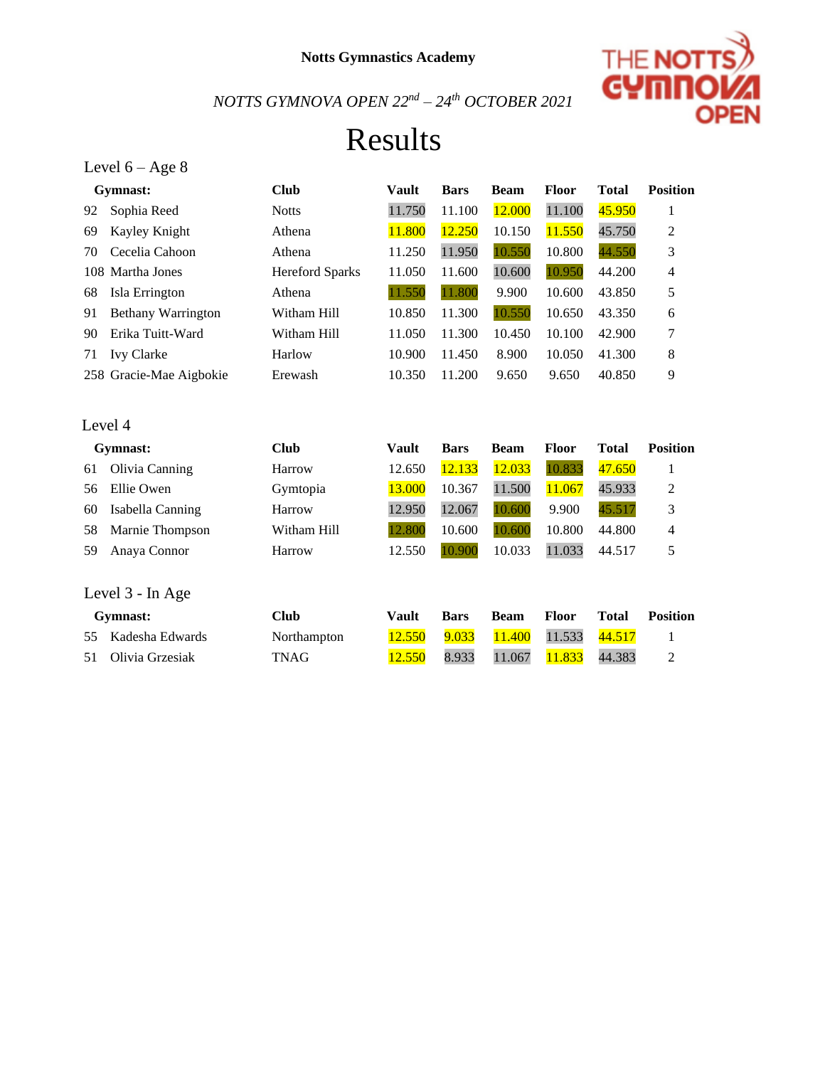**Notts Gymnastics Academy**

*NOTTS GYMNOVA OPEN 22nd – 24th OCTOBER 2021*

# Results

## Level 6 – Age 8

| | Gymnast: | Club | Vault | Bars | Beam | Floor | Total | Position |
|---|---|---|---|---|---|---|---|---|
| 92 | Sophia Reed | Notts | 11.750 | 11.100 | 12.000 | 11.100 | 45.950 | 1 |
| 69 | Kayley Knight | Athena | 11.800 | 12.250 | 10.150 | 11.550 | 45.750 | 2 |
| 70 | Cecelia Cahoon | Athena | 11.250 | 11.950 | 10.550 | 10.800 | 44.550 | 3 |
| 108 | Martha Jones | Hereford Sparks | 11.050 | 11.600 | 10.600 | 10.950 | 44.200 | 4 |
| 68 | Isla Errington | Athena | 11.550 | 11.800 | 9.900 | 10.600 | 43.850 | 5 |
| 91 | Bethany Warrington | Witham Hill | 10.850 | 11.300 | 10.550 | 10.650 | 43.350 | 6 |
| 90 | Erika Tuitt-Ward | Witham Hill | 11.050 | 11.300 | 10.450 | 10.100 | 42.900 | 7 |
| 71 | Ivy Clarke | Harlow | 10.900 | 11.450 | 8.900 | 10.050 | 41.300 | 8 |
| 258 | Gracie-Mae Aigbokie | Erewash | 10.350 | 11.200 | 9.650 | 9.650 | 40.850 | 9 |

## Level 4

| | Gymnast: | Club | Vault | Bars | Beam | Floor | Total | Position |
|---|---|---|---|---|---|---|---|---|
| 61 | Olivia Canning | Harrow | 12.650 | 12.133 | 12.033 | 10.833 | 47.650 | 1 |
| 56 | Ellie Owen | Gymtopia | 13.000 | 10.367 | 11.500 | 11.067 | 45.933 | 2 |
| 60 | Isabella Canning | Harrow | 12.950 | 12.067 | 10.600 | 9.900 | 45.517 | 3 |
| 58 | Marnie Thompson | Witham Hill | 12.800 | 10.600 | 10.600 | 10.800 | 44.800 | 4 |
| 59 | Anaya Connor | Harrow | 12.550 | 10.900 | 10.033 | 11.033 | 44.517 | 5 |

## Level 3 - In Age

| | Gymnast: | Club | Vault | Bars | Beam | Floor | Total | Position |
|---|---|---|---|---|---|---|---|---|
| 55 | Kadesha Edwards | Northampton | 12.550 | 9.033 | 11.400 | 11.533 | 44.517 | 1 |
| 51 | Olivia Grzesiak | TNAG | 12.550 | 8.933 | 11.067 | 11.833 | 44.383 | 2 |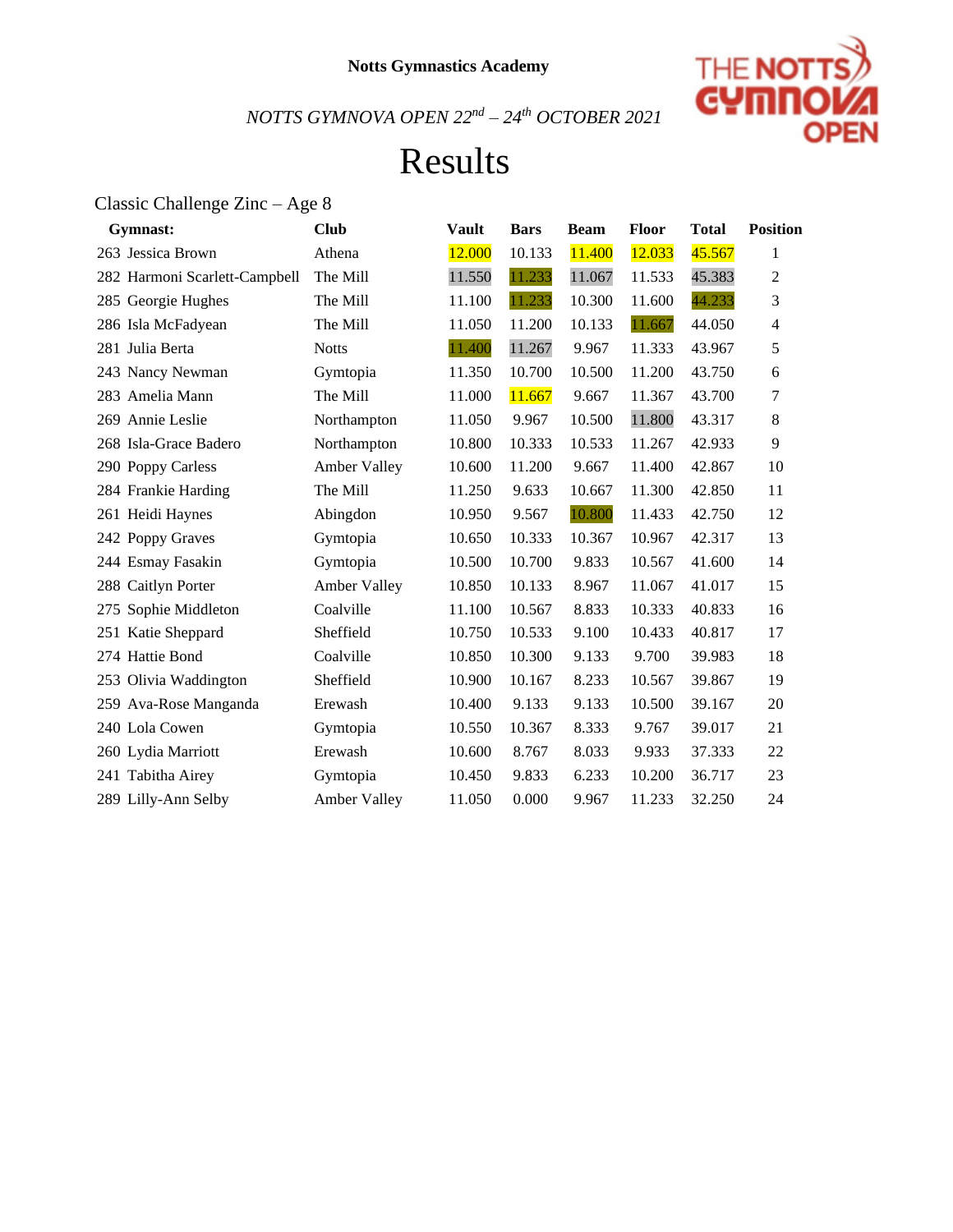**Notts Gymnastics Academy**

*NOTTS GYMNOVA OPEN 22nd – 24th OCTOBER 2021*

# Results

## Classic Challenge Zinc – Age 8

| Gymnast: | Club | Vault | Bars | Beam | Floor | Total | Position |
|---|---|---|---|---|---|---|---|
| 263 Jessica Brown | Athena | 12.000 | 10.133 | 11.400 | 12.033 | 45.567 | 1 |
| 282 Harmoni Scarlett-Campbell | The Mill | 11.550 | 11.233 | 11.067 | 11.533 | 45.383 | 2 |
| 285 Georgie Hughes | The Mill | 11.100 | 11.233 | 10.300 | 11.600 | 44.233 | 3 |
| 286 Isla McFadyean | The Mill | 11.050 | 11.200 | 10.133 | 11.667 | 44.050 | 4 |
| 281 Julia Berta | Notts | 11.400 | 11.267 | 9.967 | 11.333 | 43.967 | 5 |
| 243 Nancy Newman | Gymtopia | 11.350 | 10.700 | 10.500 | 11.200 | 43.750 | 6 |
| 283 Amelia Mann | The Mill | 11.000 | 11.667 | 9.667 | 11.367 | 43.700 | 7 |
| 269 Annie Leslie | Northampton | 11.050 | 9.967 | 10.500 | 11.800 | 43.317 | 8 |
| 268 Isla-Grace Badero | Northampton | 10.800 | 10.333 | 10.533 | 11.267 | 42.933 | 9 |
| 290 Poppy Carless | Amber Valley | 10.600 | 11.200 | 9.667 | 11.400 | 42.867 | 10 |
| 284 Frankie Harding | The Mill | 11.250 | 9.633 | 10.667 | 11.300 | 42.850 | 11 |
| 261 Heidi Haynes | Abingdon | 10.950 | 9.567 | 10.800 | 11.433 | 42.750 | 12 |
| 242 Poppy Graves | Gymtopia | 10.650 | 10.333 | 10.367 | 10.967 | 42.317 | 13 |
| 244 Esmay Fasakin | Gymtopia | 10.500 | 10.700 | 9.833 | 10.567 | 41.600 | 14 |
| 288 Caitlyn Porter | Amber Valley | 10.850 | 10.133 | 8.967 | 11.067 | 41.017 | 15 |
| 275 Sophie Middleton | Coalville | 11.100 | 10.567 | 8.833 | 10.333 | 40.833 | 16 |
| 251 Katie Sheppard | Sheffield | 10.750 | 10.533 | 9.100 | 10.433 | 40.817 | 17 |
| 274 Hattie Bond | Coalville | 10.850 | 10.300 | 9.133 | 9.700 | 39.983 | 18 |
| 253 Olivia Waddington | Sheffield | 10.900 | 10.167 | 8.233 | 10.567 | 39.867 | 19 |
| 259 Ava-Rose Manganda | Erewash | 10.400 | 9.133 | 9.133 | 10.500 | 39.167 | 20 |
| 240 Lola Cowen | Gymtopia | 10.550 | 10.367 | 8.333 | 9.767 | 39.017 | 21 |
| 260 Lydia Marriott | Erewash | 10.600 | 8.767 | 8.033 | 9.933 | 37.333 | 22 |
| 241 Tabitha Airey | Gymtopia | 10.450 | 9.833 | 6.233 | 10.200 | 36.717 | 23 |
| 289 Lilly-Ann Selby | Amber Valley | 11.050 | 0.000 | 9.967 | 11.233 | 32.250 | 24 |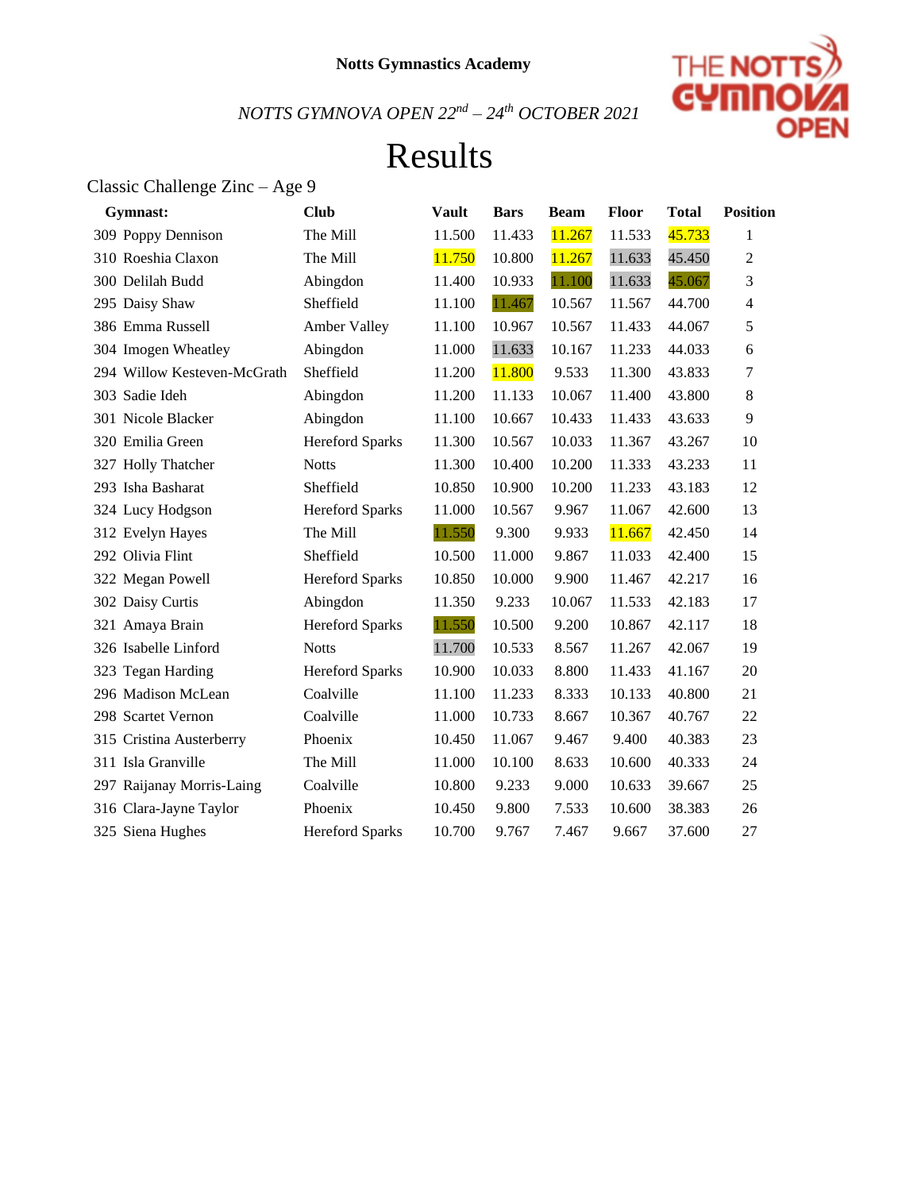**Notts Gymnastics Academy**

*NOTTS GYMNOVA OPEN 22nd – 24th OCTOBER 2021*

# Results

Classic Challenge Zinc – Age 9

| Gymnast: | Club | Vault | Bars | Beam | Floor | Total | Position |
|---|---|---|---|---|---|---|---|
| 309 Poppy Dennison | The Mill | 11.500 | 11.433 | 11.267 | 11.533 | 45.733 | 1 |
| 310 Roeshia Claxon | The Mill | 11.750 | 10.800 | 11.267 | 11.633 | 45.450 | 2 |
| 300 Delilah Budd | Abingdon | 11.400 | 10.933 | 11.100 | 11.633 | 45.067 | 3 |
| 295 Daisy Shaw | Sheffield | 11.100 | 11.467 | 10.567 | 11.567 | 44.700 | 4 |
| 386 Emma Russell | Amber Valley | 11.100 | 10.967 | 10.567 | 11.433 | 44.067 | 5 |
| 304 Imogen Wheatley | Abingdon | 11.000 | 11.633 | 10.167 | 11.233 | 44.033 | 6 |
| 294 Willow Kesteven-McGrath | Sheffield | 11.200 | 11.800 | 9.533 | 11.300 | 43.833 | 7 |
| 303 Sadie Ideh | Abingdon | 11.200 | 11.133 | 10.067 | 11.400 | 43.800 | 8 |
| 301 Nicole Blacker | Abingdon | 11.100 | 10.667 | 10.433 | 11.433 | 43.633 | 9 |
| 320 Emilia Green | Hereford Sparks | 11.300 | 10.567 | 10.033 | 11.367 | 43.267 | 10 |
| 327 Holly Thatcher | Notts | 11.300 | 10.400 | 10.200 | 11.333 | 43.233 | 11 |
| 293 Isha Basharat | Sheffield | 10.850 | 10.900 | 10.200 | 11.233 | 43.183 | 12 |
| 324 Lucy Hodgson | Hereford Sparks | 11.000 | 10.567 | 9.967 | 11.067 | 42.600 | 13 |
| 312 Evelyn Hayes | The Mill | 11.550 | 9.300 | 9.933 | 11.667 | 42.450 | 14 |
| 292 Olivia Flint | Sheffield | 10.500 | 11.000 | 9.867 | 11.033 | 42.400 | 15 |
| 322 Megan Powell | Hereford Sparks | 10.850 | 10.000 | 9.900 | 11.467 | 42.217 | 16 |
| 302 Daisy Curtis | Abingdon | 11.350 | 9.233 | 10.067 | 11.533 | 42.183 | 17 |
| 321 Amaya Brain | Hereford Sparks | 11.550 | 10.500 | 9.200 | 10.867 | 42.117 | 18 |
| 326 Isabelle Linford | Notts | 11.700 | 10.533 | 8.567 | 11.267 | 42.067 | 19 |
| 323 Tegan Harding | Hereford Sparks | 10.900 | 10.033 | 8.800 | 11.433 | 41.167 | 20 |
| 296 Madison McLean | Coalville | 11.100 | 11.233 | 8.333 | 10.133 | 40.800 | 21 |
| 298 Scartet Vernon | Coalville | 11.000 | 10.733 | 8.667 | 10.367 | 40.767 | 22 |
| 315 Cristina Austerberry | Phoenix | 10.450 | 11.067 | 9.467 | 9.400 | 40.383 | 23 |
| 311 Isla Granville | The Mill | 11.000 | 10.100 | 8.633 | 10.600 | 40.333 | 24 |
| 297 Raijanay Morris-Laing | Coalville | 10.800 | 9.233 | 9.000 | 10.633 | 39.667 | 25 |
| 316 Clara-Jayne Taylor | Phoenix | 10.450 | 9.800 | 7.533 | 10.600 | 38.383 | 26 |
| 325 Siena Hughes | Hereford Sparks | 10.700 | 9.767 | 7.467 | 9.667 | 37.600 | 27 |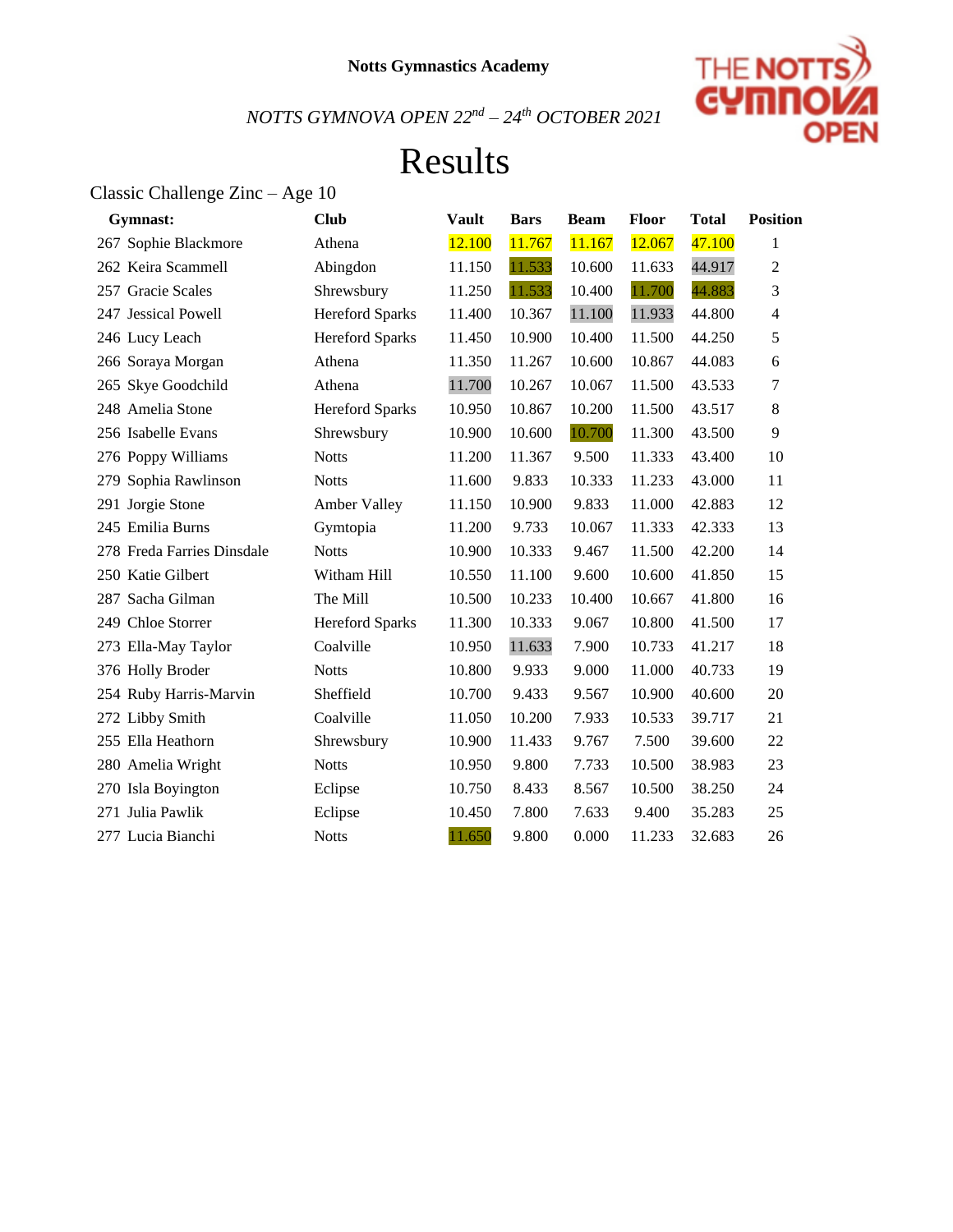**Notts Gymnastics Academy**

*NOTTS GYMNOVA OPEN 22nd – 24th OCTOBER 2021*

# Results

## Classic Challenge Zinc – Age 10

| Gymnast: | Club | Vault | Bars | Beam | Floor | Total | Position |
|---|---|---|---|---|---|---|---|
| 267 Sophie Blackmore | Athena | 12.100 | 11.767 | 11.167 | 12.067 | 47.100 | 1 |
| 262 Keira Scammell | Abingdon | 11.150 | 11.533 | 10.600 | 11.633 | 44.917 | 2 |
| 257 Gracie Scales | Shrewsbury | 11.250 | 11.533 | 10.400 | 11.700 | 44.883 | 3 |
| 247 Jessical Powell | Hereford Sparks | 11.400 | 10.367 | 11.100 | 11.933 | 44.800 | 4 |
| 246 Lucy Leach | Hereford Sparks | 11.450 | 10.900 | 10.400 | 11.500 | 44.250 | 5 |
| 266 Soraya Morgan | Athena | 11.350 | 11.267 | 10.600 | 10.867 | 44.083 | 6 |
| 265 Skye Goodchild | Athena | 11.700 | 10.267 | 10.067 | 11.500 | 43.533 | 7 |
| 248 Amelia Stone | Hereford Sparks | 10.950 | 10.867 | 10.200 | 11.500 | 43.517 | 8 |
| 256 Isabelle Evans | Shrewsbury | 10.900 | 10.600 | 10.700 | 11.300 | 43.500 | 9 |
| 276 Poppy Williams | Notts | 11.200 | 11.367 | 9.500 | 11.333 | 43.400 | 10 |
| 279 Sophia Rawlinson | Notts | 11.600 | 9.833 | 10.333 | 11.233 | 43.000 | 11 |
| 291 Jorgie Stone | Amber Valley | 11.150 | 10.900 | 9.833 | 11.000 | 42.883 | 12 |
| 245 Emilia Burns | Gymtopia | 11.200 | 9.733 | 10.067 | 11.333 | 42.333 | 13 |
| 278 Freda Farries Dinsdale | Notts | 10.900 | 10.333 | 9.467 | 11.500 | 42.200 | 14 |
| 250 Katie Gilbert | Witham Hill | 10.550 | 11.100 | 9.600 | 10.600 | 41.850 | 15 |
| 287 Sacha Gilman | The Mill | 10.500 | 10.233 | 10.400 | 10.667 | 41.800 | 16 |
| 249 Chloe Storrer | Hereford Sparks | 11.300 | 10.333 | 9.067 | 10.800 | 41.500 | 17 |
| 273 Ella-May Taylor | Coalville | 10.950 | 11.633 | 7.900 | 10.733 | 41.217 | 18 |
| 376 Holly Broder | Notts | 10.800 | 9.933 | 9.000 | 11.000 | 40.733 | 19 |
| 254 Ruby Harris-Marvin | Sheffield | 10.700 | 9.433 | 9.567 | 10.900 | 40.600 | 20 |
| 272 Libby Smith | Coalville | 11.050 | 10.200 | 7.933 | 10.533 | 39.717 | 21 |
| 255 Ella Heathorn | Shrewsbury | 10.900 | 11.433 | 9.767 | 7.500 | 39.600 | 22 |
| 280 Amelia Wright | Notts | 10.950 | 9.800 | 7.733 | 10.500 | 38.983 | 23 |
| 270 Isla Boyington | Eclipse | 10.750 | 8.433 | 8.567 | 10.500 | 38.250 | 24 |
| 271 Julia Pawlik | Eclipse | 10.450 | 7.800 | 7.633 | 9.400 | 35.283 | 25 |
| 277 Lucia Bianchi | Notts | 11.650 | 9.800 | 0.000 | 11.233 | 32.683 | 26 |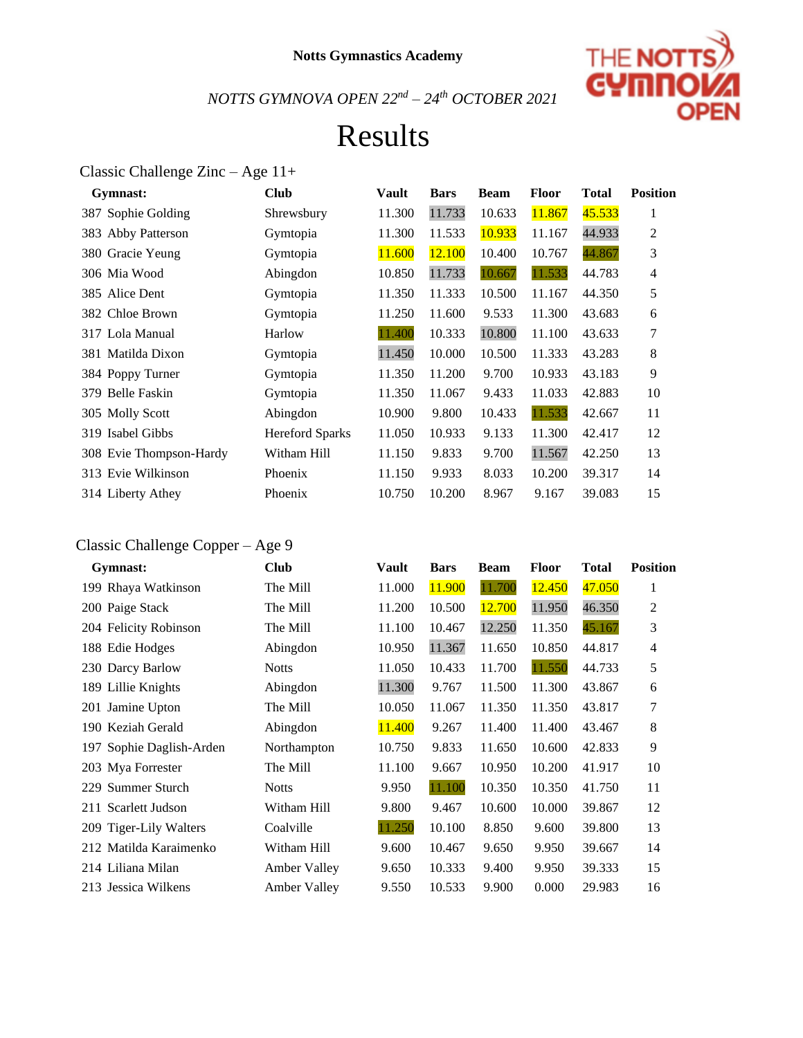**Notts Gymnastics Academy**

*NOTTS GYMNOVA OPEN 22nd – 24th OCTOBER 2021*

# Results

## Classic Challenge Zinc – Age 11+

| Gymnast: | Club | Vault | Bars | Beam | Floor | Total | Position |
|---|---|---|---|---|---|---|---|
| 387 Sophie Golding | Shrewsbury | 11.300 | 11.733 | 10.633 | 11.867 | 45.533 | 1 |
| 383 Abby Patterson | Gymtopia | 11.300 | 11.533 | 10.933 | 11.167 | 44.933 | 2 |
| 380 Gracie Yeung | Gymtopia | 11.600 | 12.100 | 10.400 | 10.767 | 44.867 | 3 |
| 306 Mia Wood | Abingdon | 10.850 | 11.733 | 10.667 | 11.533 | 44.783 | 4 |
| 385 Alice Dent | Gymtopia | 11.350 | 11.333 | 10.500 | 11.167 | 44.350 | 5 |
| 382 Chloe Brown | Gymtopia | 11.250 | 11.600 | 9.533 | 11.300 | 43.683 | 6 |
| 317 Lola Manual | Harlow | 11.400 | 10.333 | 10.800 | 11.100 | 43.633 | 7 |
| 381 Matilda Dixon | Gymtopia | 11.450 | 10.000 | 10.500 | 11.333 | 43.283 | 8 |
| 384 Poppy Turner | Gymtopia | 11.350 | 11.200 | 9.700 | 10.933 | 43.183 | 9 |
| 379 Belle Faskin | Gymtopia | 11.350 | 11.067 | 9.433 | 11.033 | 42.883 | 10 |
| 305 Molly Scott | Abingdon | 10.900 | 9.800 | 10.433 | 11.533 | 42.667 | 11 |
| 319 Isabel Gibbs | Hereford Sparks | 11.050 | 10.933 | 9.133 | 11.300 | 42.417 | 12 |
| 308 Evie Thompson-Hardy | Witham Hill | 11.150 | 9.833 | 9.700 | 11.567 | 42.250 | 13 |
| 313 Evie Wilkinson | Phoenix | 11.150 | 9.933 | 8.033 | 10.200 | 39.317 | 14 |
| 314 Liberty Athey | Phoenix | 10.750 | 10.200 | 8.967 | 9.167 | 39.083 | 15 |

## Classic Challenge Copper – Age 9

| Gymnast: | Club | Vault | Bars | Beam | Floor | Total | Position |
|---|---|---|---|---|---|---|---|
| 199 Rhaya Watkinson | The Mill | 11.000 | 11.900 | 11.700 | 12.450 | 47.050 | 1 |
| 200 Paige Stack | The Mill | 11.200 | 10.500 | 12.700 | 11.950 | 46.350 | 2 |
| 204 Felicity Robinson | The Mill | 11.100 | 10.467 | 12.250 | 11.350 | 45.167 | 3 |
| 188 Edie Hodges | Abingdon | 10.950 | 11.367 | 11.650 | 10.850 | 44.817 | 4 |
| 230 Darcy Barlow | Notts | 11.050 | 10.433 | 11.700 | 11.550 | 44.733 | 5 |
| 189 Lillie Knights | Abingdon | 11.300 | 9.767 | 11.500 | 11.300 | 43.867 | 6 |
| 201 Jamine Upton | The Mill | 10.050 | 11.067 | 11.350 | 11.350 | 43.817 | 7 |
| 190 Keziah Gerald | Abingdon | 11.400 | 9.267 | 11.400 | 11.400 | 43.467 | 8 |
| 197 Sophie Daglish-Arden | Northampton | 10.750 | 9.833 | 11.650 | 10.600 | 42.833 | 9 |
| 203 Mya Forrester | The Mill | 11.100 | 9.667 | 10.950 | 10.200 | 41.917 | 10 |
| 229 Summer Sturch | Notts | 9.950 | 11.100 | 10.350 | 10.350 | 41.750 | 11 |
| 211 Scarlett Judson | Witham Hill | 9.800 | 9.467 | 10.600 | 10.000 | 39.867 | 12 |
| 209 Tiger-Lily Walters | Coalville | 11.250 | 10.100 | 8.850 | 9.600 | 39.800 | 13 |
| 212 Matilda Karaimenko | Witham Hill | 9.600 | 10.467 | 9.650 | 9.950 | 39.667 | 14 |
| 214 Liliana Milan | Amber Valley | 9.650 | 10.333 | 9.400 | 9.950 | 39.333 | 15 |
| 213 Jessica Wilkens | Amber Valley | 9.550 | 10.533 | 9.900 | 0.000 | 29.983 | 16 |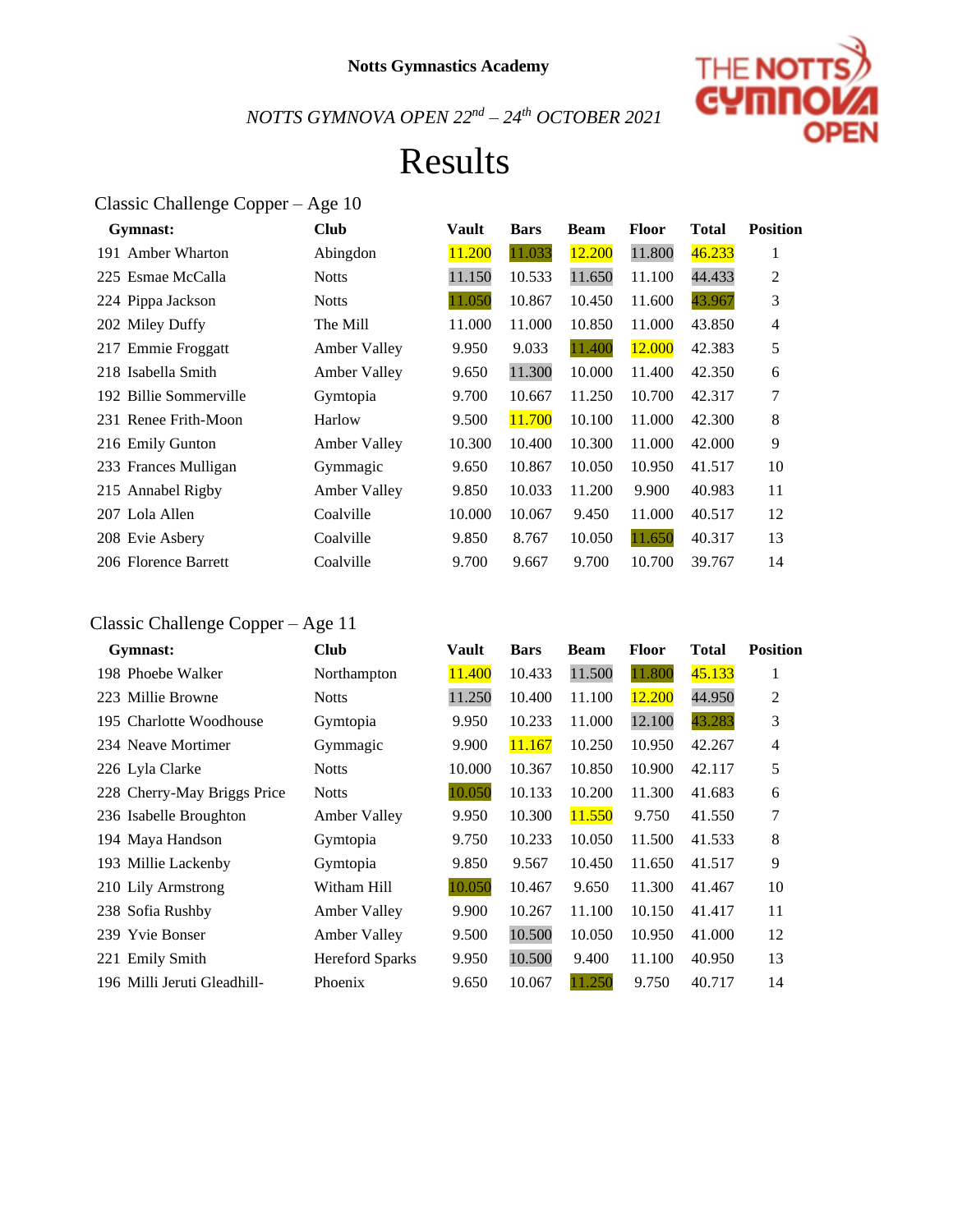**Notts Gymnastics Academy**

*NOTTS GYMNOVA OPEN 22nd – 24th OCTOBER 2021*

# Results

## Classic Challenge Copper – Age 10

| Gymnast: | Club | Vault | Bars | Beam | Floor | Total | Position |
|---|---|---|---|---|---|---|---|
| 191 Amber Wharton | Abingdon | 11.200 | 11.033 | 12.200 | 11.800 | 46.233 | 1 |
| 225 Esmae McCalla | Notts | 11.150 | 10.533 | 11.650 | 11.100 | 44.433 | 2 |
| 224 Pippa Jackson | Notts | 11.050 | 10.867 | 10.450 | 11.600 | 43.967 | 3 |
| 202 Miley Duffy | The Mill | 11.000 | 11.000 | 10.850 | 11.000 | 43.850 | 4 |
| 217 Emmie Froggatt | Amber Valley | 9.950 | 9.033 | 11.400 | 12.000 | 42.383 | 5 |
| 218 Isabella Smith | Amber Valley | 9.650 | 11.300 | 10.000 | 11.400 | 42.350 | 6 |
| 192 Billie Sommerville | Gymtopia | 9.700 | 10.667 | 11.250 | 10.700 | 42.317 | 7 |
| 231 Renee Frith-Moon | Harlow | 9.500 | 11.700 | 10.100 | 11.000 | 42.300 | 8 |
| 216 Emily Gunton | Amber Valley | 10.300 | 10.400 | 10.300 | 11.000 | 42.000 | 9 |
| 233 Frances Mulligan | Gymmagic | 9.650 | 10.867 | 10.050 | 10.950 | 41.517 | 10 |
| 215 Annabel Rigby | Amber Valley | 9.850 | 10.033 | 11.200 | 9.900 | 40.983 | 11 |
| 207 Lola Allen | Coalville | 10.000 | 10.067 | 9.450 | 11.000 | 40.517 | 12 |
| 208 Evie Asbery | Coalville | 9.850 | 8.767 | 10.050 | 11.650 | 40.317 | 13 |
| 206 Florence Barrett | Coalville | 9.700 | 9.667 | 9.700 | 10.700 | 39.767 | 14 |

## Classic Challenge Copper – Age 11

| Gymnast: | Club | Vault | Bars | Beam | Floor | Total | Position |
|---|---|---|---|---|---|---|---|
| 198 Phoebe Walker | Northampton | 11.400 | 10.433 | 11.500 | 11.800 | 45.133 | 1 |
| 223 Millie Browne | Notts | 11.250 | 10.400 | 11.100 | 12.200 | 44.950 | 2 |
| 195 Charlotte Woodhouse | Gymtopia | 9.950 | 10.233 | 11.000 | 12.100 | 43.283 | 3 |
| 234 Neave Mortimer | Gymmagic | 9.900 | 11.167 | 10.250 | 10.950 | 42.267 | 4 |
| 226 Lyla Clarke | Notts | 10.000 | 10.367 | 10.850 | 10.900 | 42.117 | 5 |
| 228 Cherry-May Briggs Price | Notts | 10.050 | 10.133 | 10.200 | 11.300 | 41.683 | 6 |
| 236 Isabelle Broughton | Amber Valley | 9.950 | 10.300 | 11.550 | 9.750 | 41.550 | 7 |
| 194 Maya Handson | Gymtopia | 9.750 | 10.233 | 10.050 | 11.500 | 41.533 | 8 |
| 193 Millie Lackenby | Gymtopia | 9.850 | 9.567 | 10.450 | 11.650 | 41.517 | 9 |
| 210 Lily Armstrong | Witham Hill | 10.050 | 10.467 | 9.650 | 11.300 | 41.467 | 10 |
| 238 Sofia Rushby | Amber Valley | 9.900 | 10.267 | 11.100 | 10.150 | 41.417 | 11 |
| 239 Yvie Bonser | Amber Valley | 9.500 | 10.500 | 10.050 | 10.950 | 41.000 | 12 |
| 221 Emily Smith | Hereford Sparks | 9.950 | 10.500 | 9.400 | 11.100 | 40.950 | 13 |
| 196 Milli Jeruti Gleadhill- | Phoenix | 9.650 | 10.067 | 11.250 | 9.750 | 40.717 | 14 |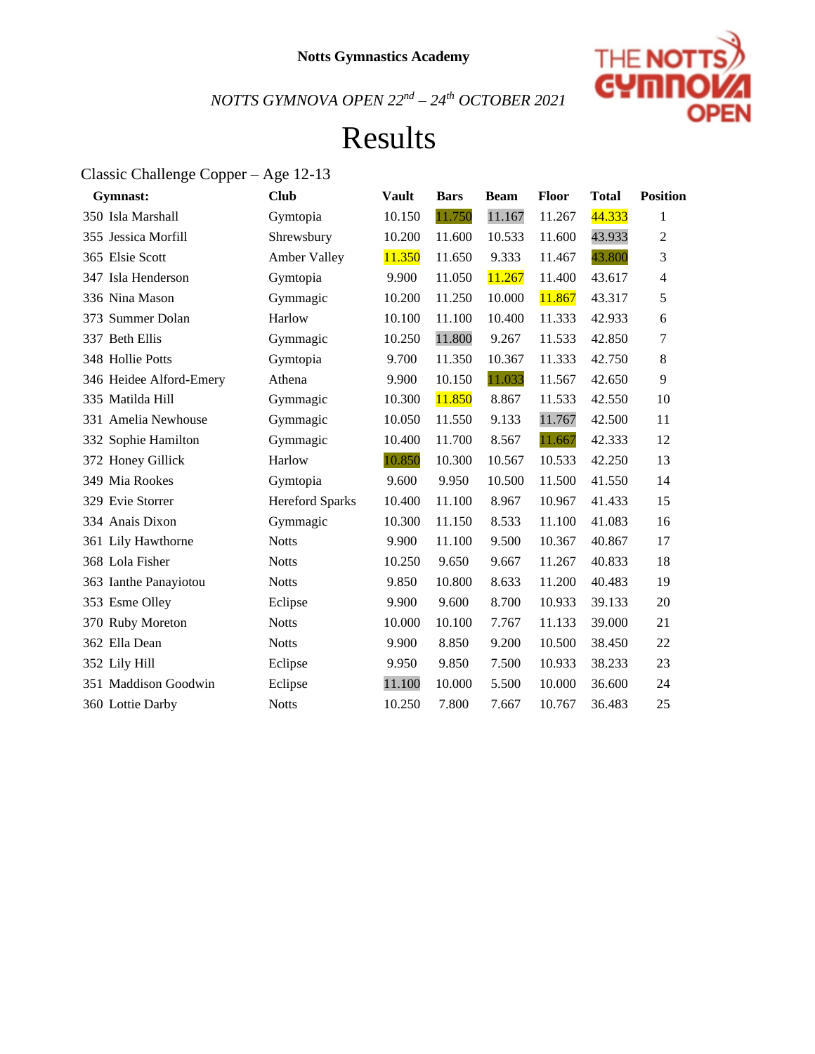**Notts Gymnastics Academy**

*NOTTS GYMNOVA OPEN 22nd – 24th OCTOBER 2021*

# Results

Classic Challenge Copper – Age 12-13

| Gymnast: | Club | Vault | Bars | Beam | Floor | Total | Position |
|---|---|---|---|---|---|---|---|
| 350 Isla Marshall | Gymtopia | 10.150 | 11.750 | 11.167 | 11.267 | 44.333 | 1 |
| 355 Jessica Morfill | Shrewsbury | 10.200 | 11.600 | 10.533 | 11.600 | 43.933 | 2 |
| 365 Elsie Scott | Amber Valley | 11.350 | 11.650 | 9.333 | 11.467 | 43.800 | 3 |
| 347 Isla Henderson | Gymtopia | 9.900 | 11.050 | 11.267 | 11.400 | 43.617 | 4 |
| 336 Nina Mason | Gymmagic | 10.200 | 11.250 | 10.000 | 11.867 | 43.317 | 5 |
| 373 Summer Dolan | Harlow | 10.100 | 11.100 | 10.400 | 11.333 | 42.933 | 6 |
| 337 Beth Ellis | Gymmagic | 10.250 | 11.800 | 9.267 | 11.533 | 42.850 | 7 |
| 348 Hollie Potts | Gymtopia | 9.700 | 11.350 | 10.367 | 11.333 | 42.750 | 8 |
| 346 Heidee Alford-Emery | Athena | 9.900 | 10.150 | 11.033 | 11.567 | 42.650 | 9 |
| 335 Matilda Hill | Gymmagic | 10.300 | 11.850 | 8.867 | 11.533 | 42.550 | 10 |
| 331 Amelia Newhouse | Gymmagic | 10.050 | 11.550 | 9.133 | 11.767 | 42.500 | 11 |
| 332 Sophie Hamilton | Gymmagic | 10.400 | 11.700 | 8.567 | 11.667 | 42.333 | 12 |
| 372 Honey Gillick | Harlow | 10.850 | 10.300 | 10.567 | 10.533 | 42.250 | 13 |
| 349 Mia Rookes | Gymtopia | 9.600 | 9.950 | 10.500 | 11.500 | 41.550 | 14 |
| 329 Evie Storrer | Hereford Sparks | 10.400 | 11.100 | 8.967 | 10.967 | 41.433 | 15 |
| 334 Anais Dixon | Gymmagic | 10.300 | 11.150 | 8.533 | 11.100 | 41.083 | 16 |
| 361 Lily Hawthorne | Notts | 9.900 | 11.100 | 9.500 | 10.367 | 40.867 | 17 |
| 368 Lola Fisher | Notts | 10.250 | 9.650 | 9.667 | 11.267 | 40.833 | 18 |
| 363 Ianthe Panayiotou | Notts | 9.850 | 10.800 | 8.633 | 11.200 | 40.483 | 19 |
| 353 Esme Olley | Eclipse | 9.900 | 9.600 | 8.700 | 10.933 | 39.133 | 20 |
| 370 Ruby Moreton | Notts | 10.000 | 10.100 | 7.767 | 11.133 | 39.000 | 21 |
| 362 Ella Dean | Notts | 9.900 | 8.850 | 9.200 | 10.500 | 38.450 | 22 |
| 352 Lily Hill | Eclipse | 9.950 | 9.850 | 7.500 | 10.933 | 38.233 | 23 |
| 351 Maddison Goodwin | Eclipse | 11.100 | 10.000 | 5.500 | 10.000 | 36.600 | 24 |
| 360 Lottie Darby | Notts | 10.250 | 7.800 | 7.667 | 10.767 | 36.483 | 25 |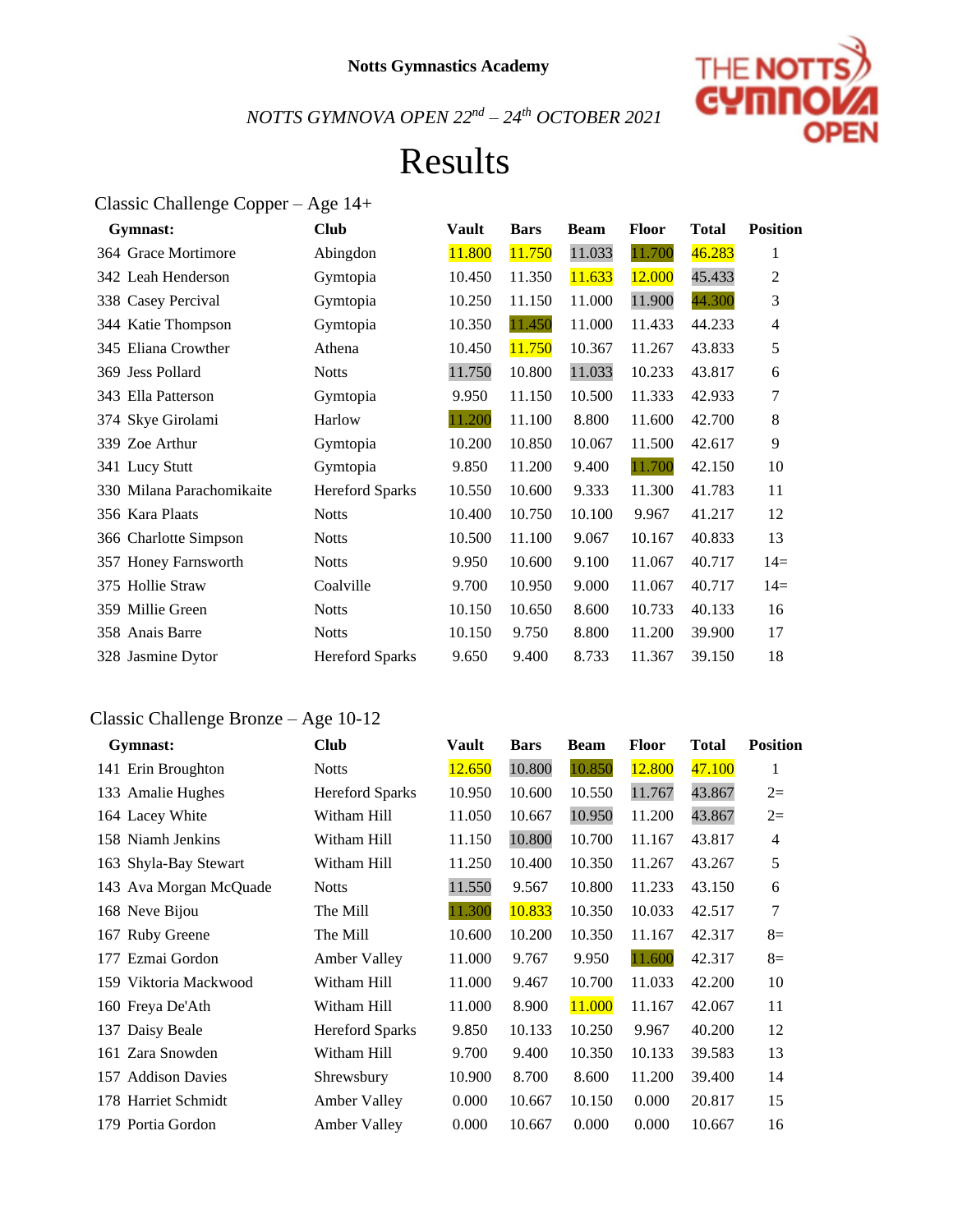**Notts Gymnastics Academy**

*NOTTS GYMNOVA OPEN 22nd – 24th OCTOBER 2021*

# Results

## Classic Challenge Copper – Age 14+

| Gymnast: | Club | Vault | Bars | Beam | Floor | Total | Position |
|---|---|---|---|---|---|---|---|
| 364 Grace Mortimore | Abingdon | 11.800 | 11.750 | 11.033 | 11.700 | 46.283 | 1 |
| 342 Leah Henderson | Gymtopia | 10.450 | 11.350 | 11.633 | 12.000 | 45.433 | 2 |
| 338 Casey Percival | Gymtopia | 10.250 | 11.150 | 11.000 | 11.900 | 44.300 | 3 |
| 344 Katie Thompson | Gymtopia | 10.350 | 11.450 | 11.000 | 11.433 | 44.233 | 4 |
| 345 Eliana Crowther | Athena | 10.450 | 11.750 | 10.367 | 11.267 | 43.833 | 5 |
| 369 Jess Pollard | Notts | 11.750 | 10.800 | 11.033 | 10.233 | 43.817 | 6 |
| 343 Ella Patterson | Gymtopia | 9.950 | 11.150 | 10.500 | 11.333 | 42.933 | 7 |
| 374 Skye Girolami | Harlow | 11.200 | 11.100 | 8.800 | 11.600 | 42.700 | 8 |
| 339 Zoe Arthur | Gymtopia | 10.200 | 10.850 | 10.067 | 11.500 | 42.617 | 9 |
| 341 Lucy Stutt | Gymtopia | 9.850 | 11.200 | 9.400 | 11.700 | 42.150 | 10 |
| 330 Milana Parachomikaite | Hereford Sparks | 10.550 | 10.600 | 9.333 | 11.300 | 41.783 | 11 |
| 356 Kara Plaats | Notts | 10.400 | 10.750 | 10.100 | 9.967 | 41.217 | 12 |
| 366 Charlotte Simpson | Notts | 10.500 | 11.100 | 9.067 | 10.167 | 40.833 | 13 |
| 357 Honey Farnsworth | Notts | 9.950 | 10.600 | 9.100 | 11.067 | 40.717 | 14= |
| 375 Hollie Straw | Coalville | 9.700 | 10.950 | 9.000 | 11.067 | 40.717 | 14= |
| 359 Millie Green | Notts | 10.150 | 10.650 | 8.600 | 10.733 | 40.133 | 16 |
| 358 Anais Barre | Notts | 10.150 | 9.750 | 8.800 | 11.200 | 39.900 | 17 |
| 328 Jasmine Dytor | Hereford Sparks | 9.650 | 9.400 | 8.733 | 11.367 | 39.150 | 18 |

## Classic Challenge Bronze – Age 10-12

| Gymnast: | Club | Vault | Bars | Beam | Floor | Total | Position |
|---|---|---|---|---|---|---|---|
| 141 Erin Broughton | Notts | 12.650 | 10.800 | 10.850 | 12.800 | 47.100 | 1 |
| 133 Amalie Hughes | Hereford Sparks | 10.950 | 10.600 | 10.550 | 11.767 | 43.867 | 2= |
| 164 Lacey White | Witham Hill | 11.050 | 10.667 | 10.950 | 11.200 | 43.867 | 2= |
| 158 Niamh Jenkins | Witham Hill | 11.150 | 10.800 | 10.700 | 11.167 | 43.817 | 4 |
| 163 Shyla-Bay Stewart | Witham Hill | 11.250 | 10.400 | 10.350 | 11.267 | 43.267 | 5 |
| 143 Ava Morgan McQuade | Notts | 11.550 | 9.567 | 10.800 | 11.233 | 43.150 | 6 |
| 168 Neve Bijou | The Mill | 11.300 | 10.833 | 10.350 | 10.033 | 42.517 | 7 |
| 167 Ruby Greene | The Mill | 10.600 | 10.200 | 10.350 | 11.167 | 42.317 | 8= |
| 177 Ezmai Gordon | Amber Valley | 11.000 | 9.767 | 9.950 | 11.600 | 42.317 | 8= |
| 159 Viktoria Mackwood | Witham Hill | 11.000 | 9.467 | 10.700 | 11.033 | 42.200 | 10 |
| 160 Freya De'Ath | Witham Hill | 11.000 | 8.900 | 11.000 | 11.167 | 42.067 | 11 |
| 137 Daisy Beale | Hereford Sparks | 9.850 | 10.133 | 10.250 | 9.967 | 40.200 | 12 |
| 161 Zara Snowden | Witham Hill | 9.700 | 9.400 | 10.350 | 10.133 | 39.583 | 13 |
| 157 Addison Davies | Shrewsbury | 10.900 | 8.700 | 8.600 | 11.200 | 39.400 | 14 |
| 178 Harriet Schmidt | Amber Valley | 0.000 | 10.667 | 10.150 | 0.000 | 20.817 | 15 |
| 179 Portia Gordon | Amber Valley | 0.000 | 10.667 | 0.000 | 0.000 | 10.667 | 16 |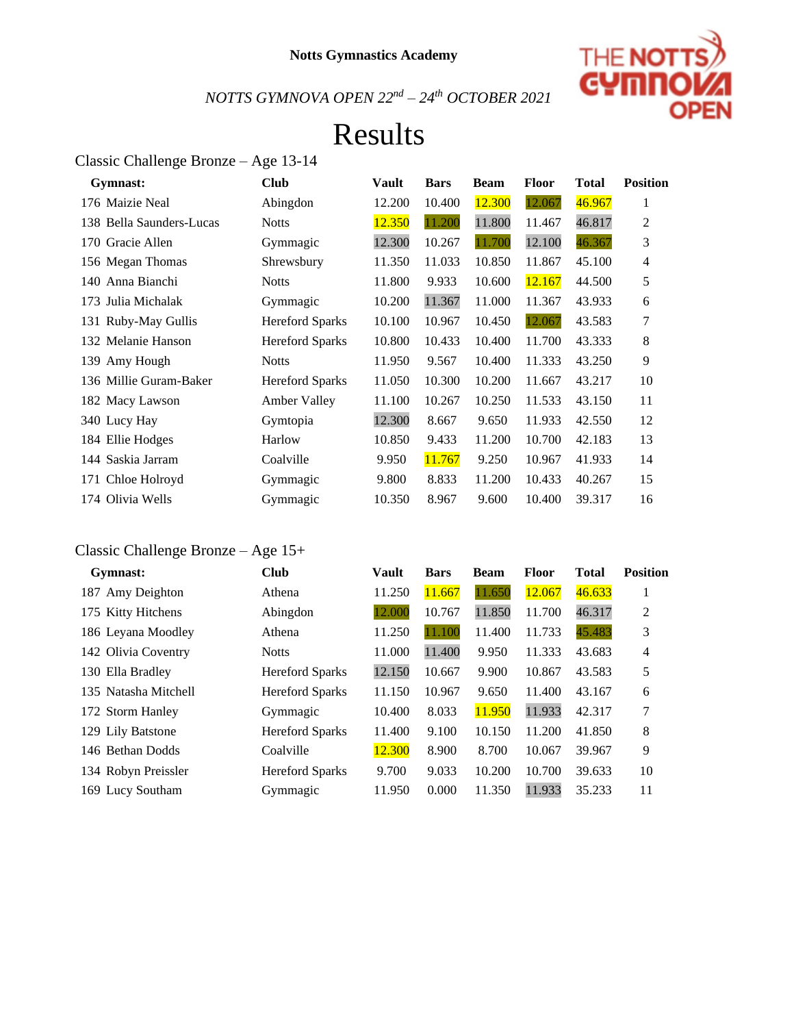**Notts Gymnastics Academy**

*NOTTS GYMNOVA OPEN 22nd – 24th OCTOBER 2021*

# Results

## Classic Challenge Bronze – Age 13-14

| Gymnast: | Club | Vault | Bars | Beam | Floor | Total | Position |
|---|---|---|---|---|---|---|---|
| 176 Maizie Neal | Abingdon | 12.200 | 10.400 | 12.300 | 12.067 | 46.967 | 1 |
| 138 Bella Saunders-Lucas | Notts | 12.350 | 11.200 | 11.800 | 11.467 | 46.817 | 2 |
| 170 Gracie Allen | Gymmagic | 12.300 | 10.267 | 11.700 | 12.100 | 46.367 | 3 |
| 156 Megan Thomas | Shrewsbury | 11.350 | 11.033 | 10.850 | 11.867 | 45.100 | 4 |
| 140 Anna Bianchi | Notts | 11.800 | 9.933 | 10.600 | 12.167 | 44.500 | 5 |
| 173 Julia Michalak | Gymmagic | 10.200 | 11.367 | 11.000 | 11.367 | 43.933 | 6 |
| 131 Ruby-May Gullis | Hereford Sparks | 10.100 | 10.967 | 10.450 | 12.067 | 43.583 | 7 |
| 132 Melanie Hanson | Hereford Sparks | 10.800 | 10.433 | 10.400 | 11.700 | 43.333 | 8 |
| 139 Amy Hough | Notts | 11.950 | 9.567 | 10.400 | 11.333 | 43.250 | 9 |
| 136 Millie Guram-Baker | Hereford Sparks | 11.050 | 10.300 | 10.200 | 11.667 | 43.217 | 10 |
| 182 Macy Lawson | Amber Valley | 11.100 | 10.267 | 10.250 | 11.533 | 43.150 | 11 |
| 340 Lucy Hay | Gymtopia | 12.300 | 8.667 | 9.650 | 11.933 | 42.550 | 12 |
| 184 Ellie Hodges | Harlow | 10.850 | 9.433 | 11.200 | 10.700 | 42.183 | 13 |
| 144 Saskia Jarram | Coalville | 9.950 | 11.767 | 9.250 | 10.967 | 41.933 | 14 |
| 171 Chloe Holroyd | Gymmagic | 9.800 | 8.833 | 11.200 | 10.433 | 40.267 | 15 |
| 174 Olivia Wells | Gymmagic | 10.350 | 8.967 | 9.600 | 10.400 | 39.317 | 16 |

## Classic Challenge Bronze – Age 15+

| Gymnast: | Club | Vault | Bars | Beam | Floor | Total | Position |
|---|---|---|---|---|---|---|---|
| 187 Amy Deighton | Athena | 11.250 | 11.667 | 11.650 | 12.067 | 46.633 | 1 |
| 175 Kitty Hitchens | Abingdon | 12.000 | 10.767 | 11.850 | 11.700 | 46.317 | 2 |
| 186 Leyana Moodley | Athena | 11.250 | 11.100 | 11.400 | 11.733 | 45.483 | 3 |
| 142 Olivia Coventry | Notts | 11.000 | 11.400 | 9.950 | 11.333 | 43.683 | 4 |
| 130 Ella Bradley | Hereford Sparks | 12.150 | 10.667 | 9.900 | 10.867 | 43.583 | 5 |
| 135 Natasha Mitchell | Hereford Sparks | 11.150 | 10.967 | 9.650 | 11.400 | 43.167 | 6 |
| 172 Storm Hanley | Gymmagic | 10.400 | 8.033 | 11.950 | 11.933 | 42.317 | 7 |
| 129 Lily Batstone | Hereford Sparks | 11.400 | 9.100 | 10.150 | 11.200 | 41.850 | 8 |
| 146 Bethan Dodds | Coalville | 12.300 | 8.900 | 8.700 | 10.067 | 39.967 | 9 |
| 134 Robyn Preissler | Hereford Sparks | 9.700 | 9.033 | 10.200 | 10.700 | 39.633 | 10 |
| 169 Lucy Southam | Gymmagic | 11.950 | 0.000 | 11.350 | 11.933 | 35.233 | 11 |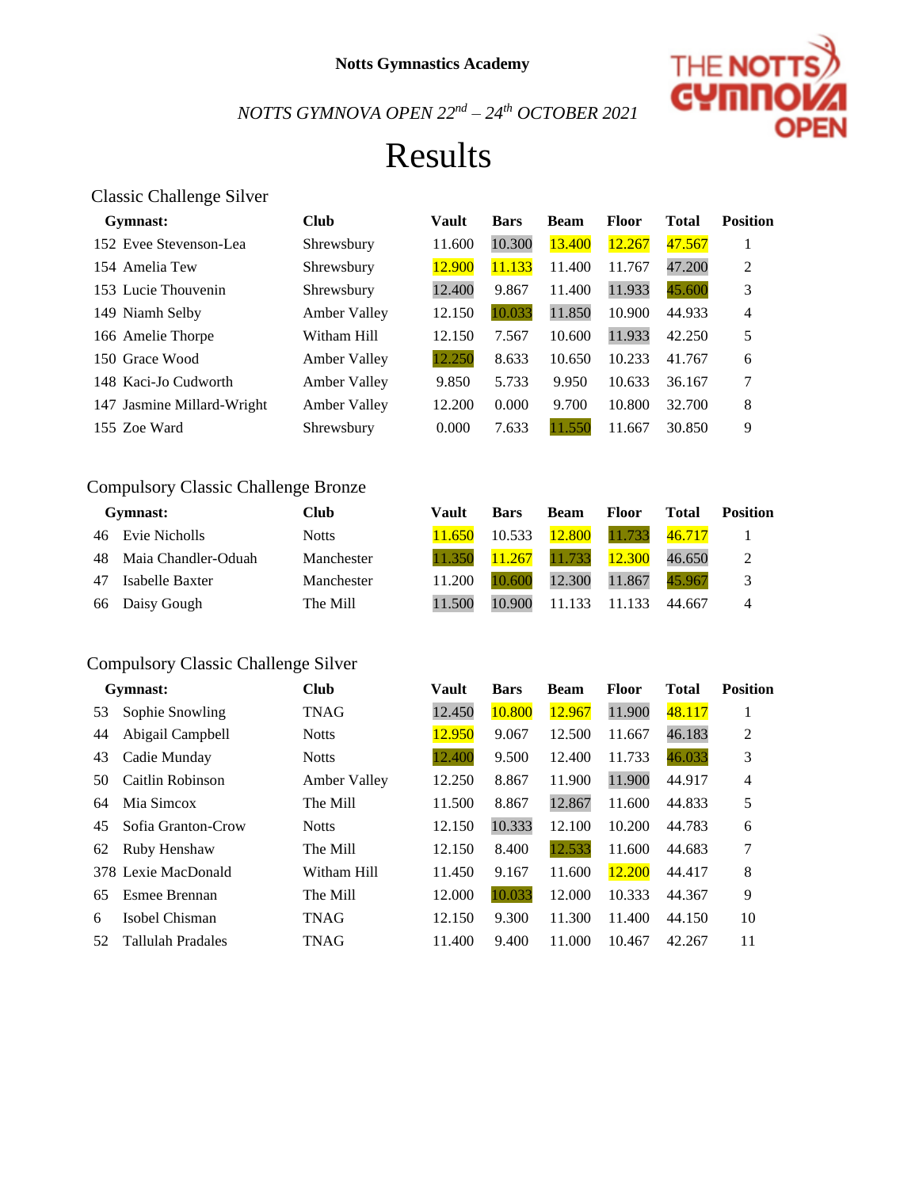**Notts Gymnastics Academy**

*NOTTS GYMNOVA OPEN 22nd – 24th OCTOBER 2021*

# Results

## Classic Challenge Silver

| Gymnast: | Club | Vault | Bars | Beam | Floor | Total | Position |
|---|---|---|---|---|---|---|---|
| 152 Evee Stevenson-Lea | Shrewsbury | 11.600 | 10.300 | 13.400 | 12.267 | 47.567 | 1 |
| 154 Amelia Tew | Shrewsbury | 12.900 | 11.133 | 11.400 | 11.767 | 47.200 | 2 |
| 153 Lucie Thouvenin | Shrewsbury | 12.400 | 9.867 | 11.400 | 11.933 | 45.600 | 3 |
| 149 Niamh Selby | Amber Valley | 12.150 | 10.033 | 11.850 | 10.900 | 44.933 | 4 |
| 166 Amelie Thorpe | Witham Hill | 12.150 | 7.567 | 10.600 | 11.933 | 42.250 | 5 |
| 150 Grace Wood | Amber Valley | 12.250 | 8.633 | 10.650 | 10.233 | 41.767 | 6 |
| 148 Kaci-Jo Cudworth | Amber Valley | 9.850 | 5.733 | 9.950 | 10.633 | 36.167 | 7 |
| 147 Jasmine Millard-Wright | Amber Valley | 12.200 | 0.000 | 9.700 | 10.800 | 32.700 | 8 |
| 155 Zoe Ward | Shrewsbury | 0.000 | 7.633 | 11.550 | 11.667 | 30.850 | 9 |

## Compulsory Classic Challenge Bronze

| Gymnast: | Club | Vault | Bars | Beam | Floor | Total | Position |
|---|---|---|---|---|---|---|---|
| 46 Evie Nicholls | Notts | 11.650 | 10.533 | 12.800 | 11.733 | 46.717 | 1 |
| 48 Maia Chandler-Oduah | Manchester | 11.350 | 11.267 | 11.733 | 12.300 | 46.650 | 2 |
| 47 Isabelle Baxter | Manchester | 11.200 | 10.600 | 12.300 | 11.867 | 45.967 | 3 |
| 66 Daisy Gough | The Mill | 11.500 | 10.900 | 11.133 | 11.133 | 44.667 | 4 |

## Compulsory Classic Challenge Silver

| Gymnast: | Club | Vault | Bars | Beam | Floor | Total | Position |
|---|---|---|---|---|---|---|---|
| 53 Sophie Snowling | TNAG | 12.450 | 10.800 | 12.967 | 11.900 | 48.117 | 1 |
| 44 Abigail Campbell | Notts | 12.950 | 9.067 | 12.500 | 11.667 | 46.183 | 2 |
| 43 Cadie Munday | Notts | 12.400 | 9.500 | 12.400 | 11.733 | 46.033 | 3 |
| 50 Caitlin Robinson | Amber Valley | 12.250 | 8.867 | 11.900 | 11.900 | 44.917 | 4 |
| 64 Mia Simcox | The Mill | 11.500 | 8.867 | 12.867 | 11.600 | 44.833 | 5 |
| 45 Sofia Granton-Crow | Notts | 12.150 | 10.333 | 12.100 | 10.200 | 44.783 | 6 |
| 62 Ruby Henshaw | The Mill | 12.150 | 8.400 | 12.533 | 11.600 | 44.683 | 7 |
| 378 Lexie MacDonald | Witham Hill | 11.450 | 9.167 | 11.600 | 12.200 | 44.417 | 8 |
| 65 Esmee Brennan | The Mill | 12.000 | 10.033 | 12.000 | 10.333 | 44.367 | 9 |
| 6 Isobel Chisman | TNAG | 12.150 | 9.300 | 11.300 | 11.400 | 44.150 | 10 |
| 52 Tallulah Pradales | TNAG | 11.400 | 9.400 | 11.000 | 10.467 | 42.267 | 11 |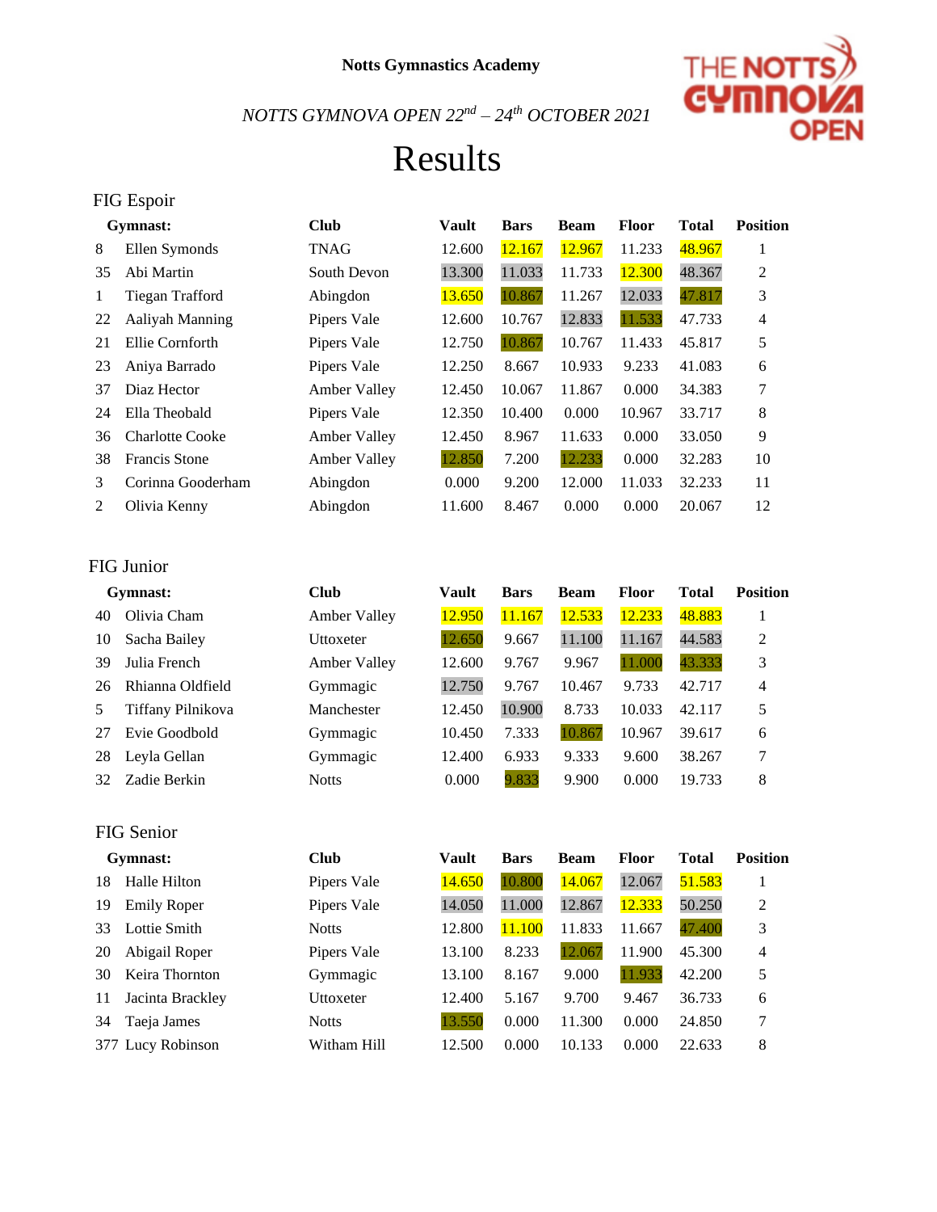**Notts Gymnastics Academy**

*NOTTS GYMNOVA OPEN 22nd – 24th OCTOBER 2021*

# Results

## FIG Espoir

| | Gymnast: | Club | Vault | Bars | Beam | Floor | Total | Position |
|---|---|---|---|---|---|---|---|---|
| 8 | Ellen Symonds | TNAG | 12.600 | 12.167 | 12.967 | 11.233 | 48.967 | 1 |
| 35 | Abi Martin | South Devon | 13.300 | 11.033 | 11.733 | 12.300 | 48.367 | 2 |
| 1 | Tiegan Trafford | Abingdon | 13.650 | 10.867 | 11.267 | 12.033 | 47.817 | 3 |
| 22 | Aaliyah Manning | Pipers Vale | 12.600 | 10.767 | 12.833 | 11.533 | 47.733 | 4 |
| 21 | Ellie Cornforth | Pipers Vale | 12.750 | 10.867 | 10.767 | 11.433 | 45.817 | 5 |
| 23 | Aniya Barrado | Pipers Vale | 12.250 | 8.667 | 10.933 | 9.233 | 41.083 | 6 |
| 37 | Diaz Hector | Amber Valley | 12.450 | 10.067 | 11.867 | 0.000 | 34.383 | 7 |
| 24 | Ella Theobald | Pipers Vale | 12.350 | 10.400 | 0.000 | 10.967 | 33.717 | 8 |
| 36 | Charlotte Cooke | Amber Valley | 12.450 | 8.967 | 11.633 | 0.000 | 33.050 | 9 |
| 38 | Francis Stone | Amber Valley | 12.850 | 7.200 | 12.233 | 0.000 | 32.283 | 10 |
| 3 | Corinna Gooderham | Abingdon | 0.000 | 9.200 | 12.000 | 11.033 | 32.233 | 11 |
| 2 | Olivia Kenny | Abingdon | 11.600 | 8.467 | 0.000 | 0.000 | 20.067 | 12 |

## FIG Junior

| | Gymnast: | Club | Vault | Bars | Beam | Floor | Total | Position |
|---|---|---|---|---|---|---|---|---|
| 40 | Olivia Cham | Amber Valley | 12.950 | 11.167 | 12.533 | 12.233 | 48.883 | 1 |
| 10 | Sacha Bailey | Uttoxeter | 12.650 | 9.667 | 11.100 | 11.167 | 44.583 | 2 |
| 39 | Julia French | Amber Valley | 12.600 | 9.767 | 9.967 | 11.000 | 43.333 | 3 |
| 26 | Rhianna Oldfield | Gymmagic | 12.750 | 9.767 | 10.467 | 9.733 | 42.717 | 4 |
| 5 | Tiffany Pilnikova | Manchester | 12.450 | 10.900 | 8.733 | 10.033 | 42.117 | 5 |
| 27 | Evie Goodbold | Gymmagic | 10.450 | 7.333 | 10.867 | 10.967 | 39.617 | 6 |
| 28 | Leyla Gellan | Gymmagic | 12.400 | 6.933 | 9.333 | 9.600 | 38.267 | 7 |
| 32 | Zadie Berkin | Notts | 0.000 | 9.833 | 9.900 | 0.000 | 19.733 | 8 |

## FIG Senior

| | Gymnast: | Club | Vault | Bars | Beam | Floor | Total | Position |
|---|---|---|---|---|---|---|---|---|
| 18 | Halle Hilton | Pipers Vale | 14.650 | 10.800 | 14.067 | 12.067 | 51.583 | 1 |
| 19 | Emily Roper | Pipers Vale | 14.050 | 11.000 | 12.867 | 12.333 | 50.250 | 2 |
| 33 | Lottie Smith | Notts | 12.800 | 11.100 | 11.833 | 11.667 | 47.400 | 3 |
| 20 | Abigail Roper | Pipers Vale | 13.100 | 8.233 | 12.067 | 11.900 | 45.300 | 4 |
| 30 | Keira Thornton | Gymmagic | 13.100 | 8.167 | 9.000 | 11.933 | 42.200 | 5 |
| 11 | Jacinta Brackley | Uttoxeter | 12.400 | 5.167 | 9.700 | 9.467 | 36.733 | 6 |
| 34 | Taeja James | Notts | 13.550 | 0.000 | 11.300 | 0.000 | 24.850 | 7 |
| 377 | Lucy Robinson | Witham Hill | 12.500 | 0.000 | 10.133 | 0.000 | 22.633 | 8 |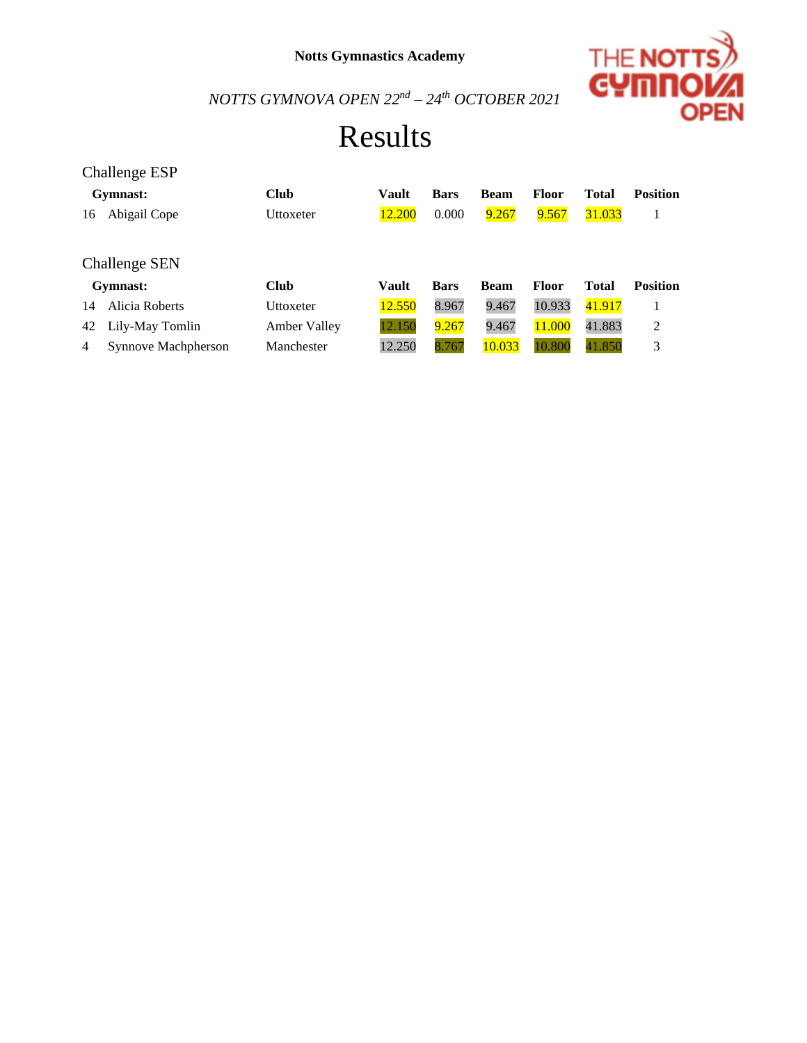**Notts Gymnastics Academy**

*NOTTS GYMNOVA OPEN 22nd – 24th OCTOBER 2021*

# Results

## Challenge ESP

| | Gymnast: | Club | Vault | Bars | Beam | Floor | Total | Position |
|---|---|---|---|---|---|---|---|---|
| 16 | Abigail Cope | Uttoxeter | 12.200 | 0.000 | 9.267 | 9.567 | 31.033 | 1 |

## Challenge SEN

| | Gymnast: | Club | Vault | Bars | Beam | Floor | Total | Position |
|---|---|---|---|---|---|---|---|---|
| 14 | Alicia Roberts | Uttoxeter | 12.550 | 8.967 | 9.467 | 10.933 | 41.917 | 1 |
| 42 | Lily-May Tomlin | Amber Valley | 12.150 | 9.267 | 9.467 | 11.000 | 41.883 | 2 |
| 4 | Synnove Machpherson | Manchester | 12.250 | 8.767 | 10.033 | 10.800 | 41.850 | 3 |